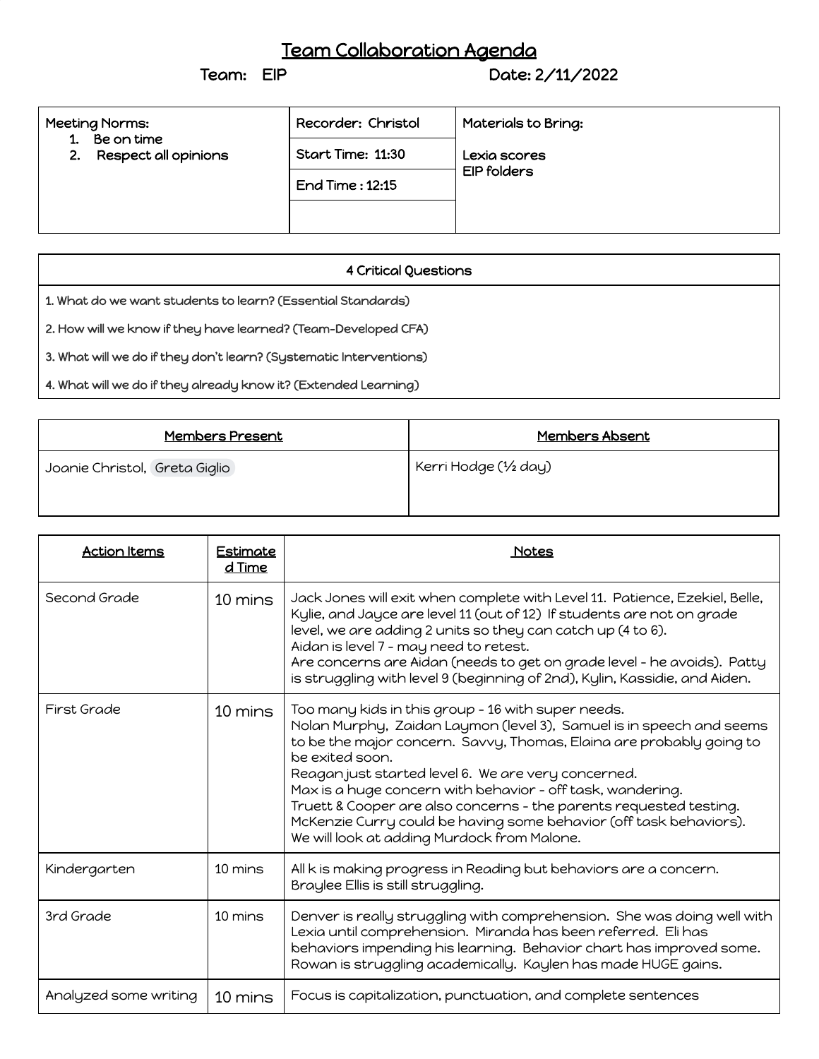# Team Collaboration Agenda

**Team:** EIP **Date:** 2/11/2022

| Meeting Norms: | Recorder: Christol | Materials to Bring: |
|---|---|---|
| 1. Be on time<br>2. Respect all opinions | Start Time: 11:30 | Lexia scores<br>EIP folders |
| | End Time : 12:15 | |
| | | |

| 4 Critical Questions |
|---|
| 1. What do we want students to learn? (Essential Standards) |
| 2. How will we know if they have learned? (Team-Developed CFA) |
| 3. What will we do if they don't learn? (Systematic Interventions) |
| 4. What will we do if they already know it? (Extended Learning) |

| Members Present | Members Absent |
|---|---|
| Joanie Christol, Greta Giglio | Kerri Hodge (½ day) |

| Action Items | Estimated Time | Notes |
|---|---|---|
| Second Grade | 10 mins | Jack Jones will exit when complete with Level 11. Patience, Ezekiel, Belle, Kylie, and Jayce are level 11 (out of 12) If students are not on grade level, we are adding 2 units so they can catch up (4 to 6).<br>Aidan is level 7 - may need to retest.<br>Are concerns are Aidan (needs to get on grade level - he avoids). Patty is struggling with level 9 (beginning of 2nd), Kylin, Kassidie, and Aiden. |
| First Grade | 10 mins | Too many kids in this group - 16 with super needs.<br>Nolan Murphy, Zaidan Laymon (level 3), Samuel is in speech and seems to be the major concern. Savvy, Thomas, Elaina are probably going to be exited soon.<br>Reagan just started level 6. We are very concerned.<br>Max is a huge concern with behavior - off task, wandering.<br>Truett & Cooper are also concerns - the parents requested testing.<br>McKenzie Curry could be having some behavior (off task behaviors).<br>We will look at adding Murdock from Malone. |
| Kindergarten | 10 mins | All k is making progress in Reading but behaviors are a concern.<br>Braylee Ellis is still struggling. |
| 3rd Grade | 10 mins | Denver is really struggling with comprehension. She was doing well with Lexia until comprehension. Miranda has been referred. Eli has behaviors impending his learning. Behavior chart has improved some. Rowan is struggling academically. Kaylen has made HUGE gains. |
| Analyzed some writing | 10 mins | Focus is capitalization, punctuation, and complete sentences |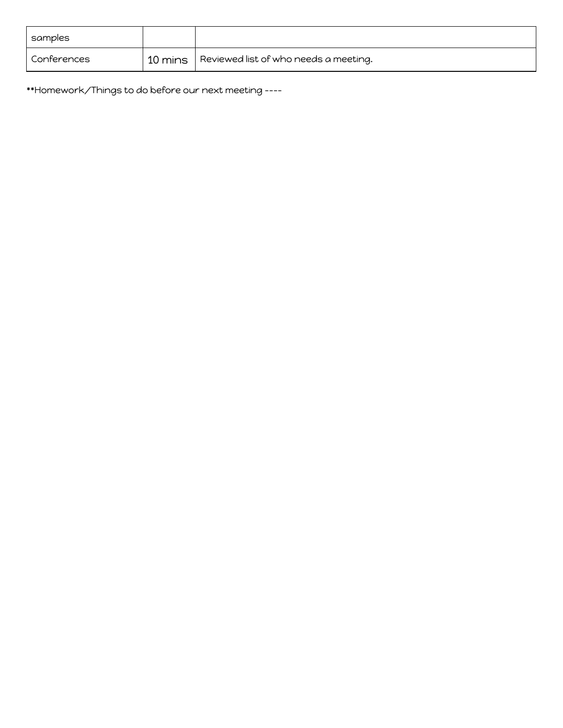| | | |
|---|---|---|
| samples | | |
| Conferences | 10 mins | Reviewed list of who needs a meeting. |

**Homework/Things to do before our next meeting ----